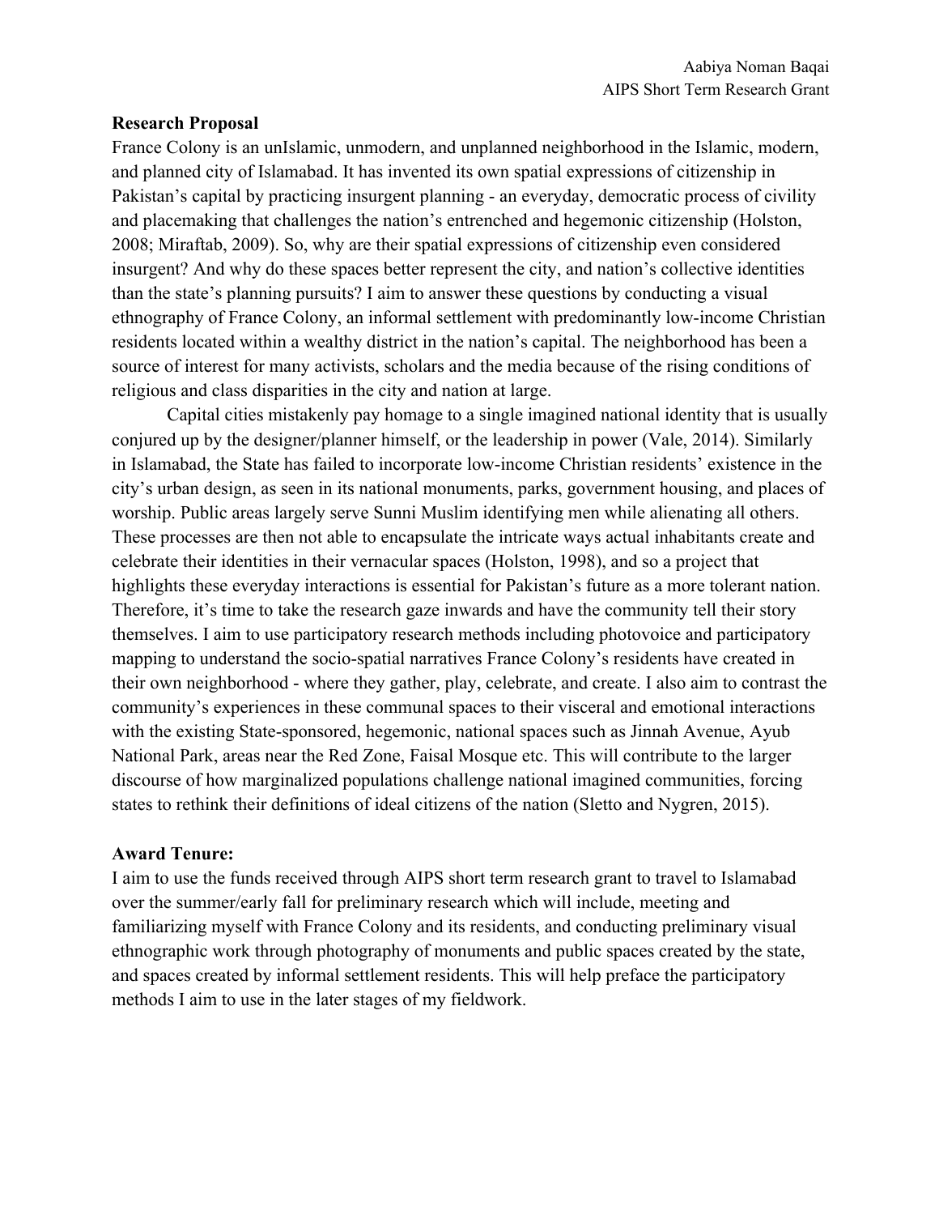Aabiya Noman Baqai
AIPS Short Term Research Grant

**Research Proposal**

France Colony is an unIslamic, unmodern, and unplanned neighborhood in the Islamic, modern, and planned city of Islamabad. It has invented its own spatial expressions of citizenship in Pakistan's capital by practicing insurgent planning - an everyday, democratic process of civility and placemaking that challenges the nation's entrenched and hegemonic citizenship (Holston, 2008; Miraftab, 2009). So, why are their spatial expressions of citizenship even considered insurgent? And why do these spaces better represent the city, and nation's collective identities than the state's planning pursuits? I aim to answer these questions by conducting a visual ethnography of France Colony, an informal settlement with predominantly low-income Christian residents located within a wealthy district in the nation's capital. The neighborhood has been a source of interest for many activists, scholars and the media because of the rising conditions of religious and class disparities in the city and nation at large.

Capital cities mistakenly pay homage to a single imagined national identity that is usually conjured up by the designer/planner himself, or the leadership in power (Vale, 2014). Similarly in Islamabad, the State has failed to incorporate low-income Christian residents' existence in the city's urban design, as seen in its national monuments, parks, government housing, and places of worship. Public areas largely serve Sunni Muslim identifying men while alienating all others. These processes are then not able to encapsulate the intricate ways actual inhabitants create and celebrate their identities in their vernacular spaces (Holston, 1998), and so a project that highlights these everyday interactions is essential for Pakistan's future as a more tolerant nation. Therefore, it's time to take the research gaze inwards and have the community tell their story themselves. I aim to use participatory research methods including photovoice and participatory mapping to understand the socio-spatial narratives France Colony's residents have created in their own neighborhood - where they gather, play, celebrate, and create. I also aim to contrast the community's experiences in these communal spaces to their visceral and emotional interactions with the existing State-sponsored, hegemonic, national spaces such as Jinnah Avenue, Ayub National Park, areas near the Red Zone, Faisal Mosque etc. This will contribute to the larger discourse of how marginalized populations challenge national imagined communities, forcing states to rethink their definitions of ideal citizens of the nation (Sletto and Nygren, 2015).

**Award Tenure:**

I aim to use the funds received through AIPS short term research grant to travel to Islamabad over the summer/early fall for preliminary research which will include, meeting and familiarizing myself with France Colony and its residents, and conducting preliminary visual ethnographic work through photography of monuments and public spaces created by the state, and spaces created by informal settlement residents. This will help preface the participatory methods I aim to use in the later stages of my fieldwork.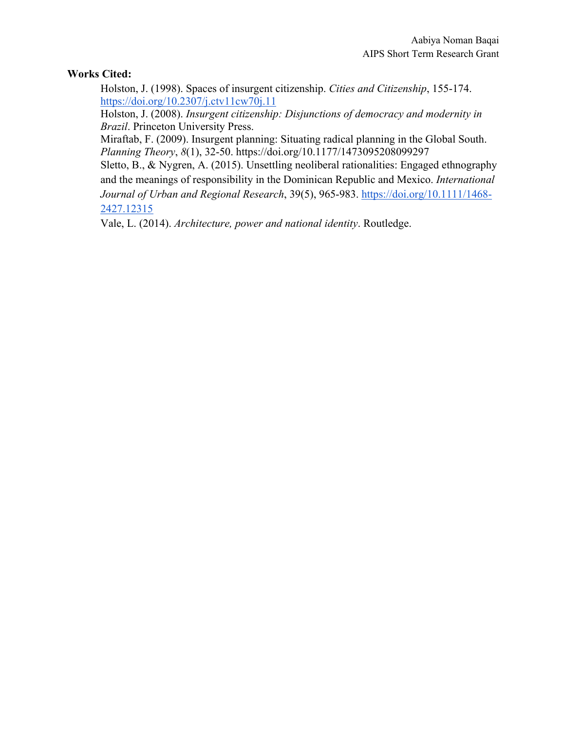**Works Cited:**

Holston, J. (1998). Spaces of insurgent citizenship. *Cities and Citizenship*, 155-174. https://doi.org/10.2307/j.ctv11cw70j.11

Holston, J. (2008). *Insurgent citizenship: Disjunctions of democracy and modernity in Brazil*. Princeton University Press.

Miraftab, F. (2009). Insurgent planning: Situating radical planning in the Global South. *Planning Theory*, *8*(1), 32-50. https://doi.org/10.1177/1473095208099297

Sletto, B., & Nygren, A. (2015). Unsettling neoliberal rationalities: Engaged ethnography and the meanings of responsibility in the Dominican Republic and Mexico. *International Journal of Urban and Regional Research*, 39(5), 965-983. https://doi.org/10.1111/1468-2427.12315

Vale, L. (2014). *Architecture, power and national identity*. Routledge.